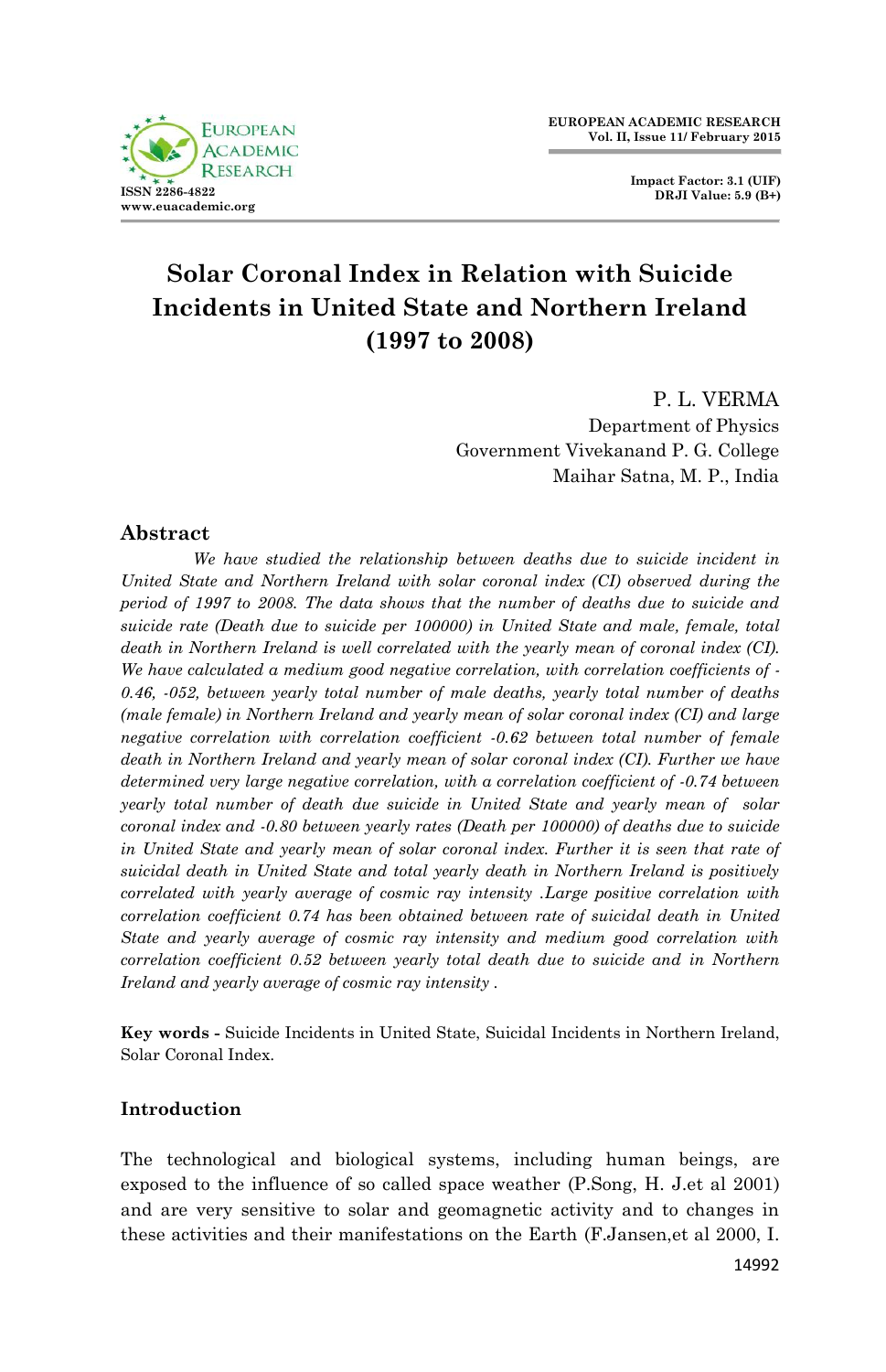# Solar Coronal Index in Relation with Suicide Incidents in United State and Northern Ireland (1997 to 2008)

P. L. VERMA
Department of Physics
Government Vivekanand P. G. College
Maihar Satna, M. P., India

## Abstract

*We have studied the relationship between deaths due to suicide incident in United State and Northern Ireland with solar coronal index (CI) observed during the period of 1997 to 2008. The data shows that the number of deaths due to suicide and suicide rate (Death due to suicide per 100000) in United State and male, female, total death in Northern Ireland is well correlated with the yearly mean of coronal index (CI). We have calculated a medium good negative correlation, with correlation coefficients of -0.46, -052, between yearly total number of male deaths, yearly total number of deaths (male female) in Northern Ireland and yearly mean of solar coronal index (CI) and large negative correlation with correlation coefficient -0.62 between total number of female death in Northern Ireland and yearly mean of solar coronal index (CI). Further we have determined very large negative correlation, with a correlation coefficient of -0.74 between yearly total number of death due suicide in United State and yearly mean of solar coronal index and -0.80 between yearly rates (Death per 100000) of deaths due to suicide in United State and yearly mean of solar coronal index. Further it is seen that rate of suicidal death in United State and total yearly death in Northern Ireland is positively correlated with yearly average of cosmic ray intensity .Large positive correlation with correlation coefficient 0.74 has been obtained between rate of suicidal death in United State and yearly average of cosmic ray intensity and medium good correlation with correlation coefficient 0.52 between yearly total death due to suicide and in Northern Ireland and yearly average of cosmic ray intensity .*

**Key words -** Suicide Incidents in United State, Suicidal Incidents in Northern Ireland, Solar Coronal Index.

## Introduction

The technological and biological systems, including human beings, are exposed to the influence of so called space weather (P.Song, H. J.et al 2001) and are very sensitive to solar and geomagnetic activity and to changes in these activities and their manifestations on the Earth (F.Jansen,et al 2000, I.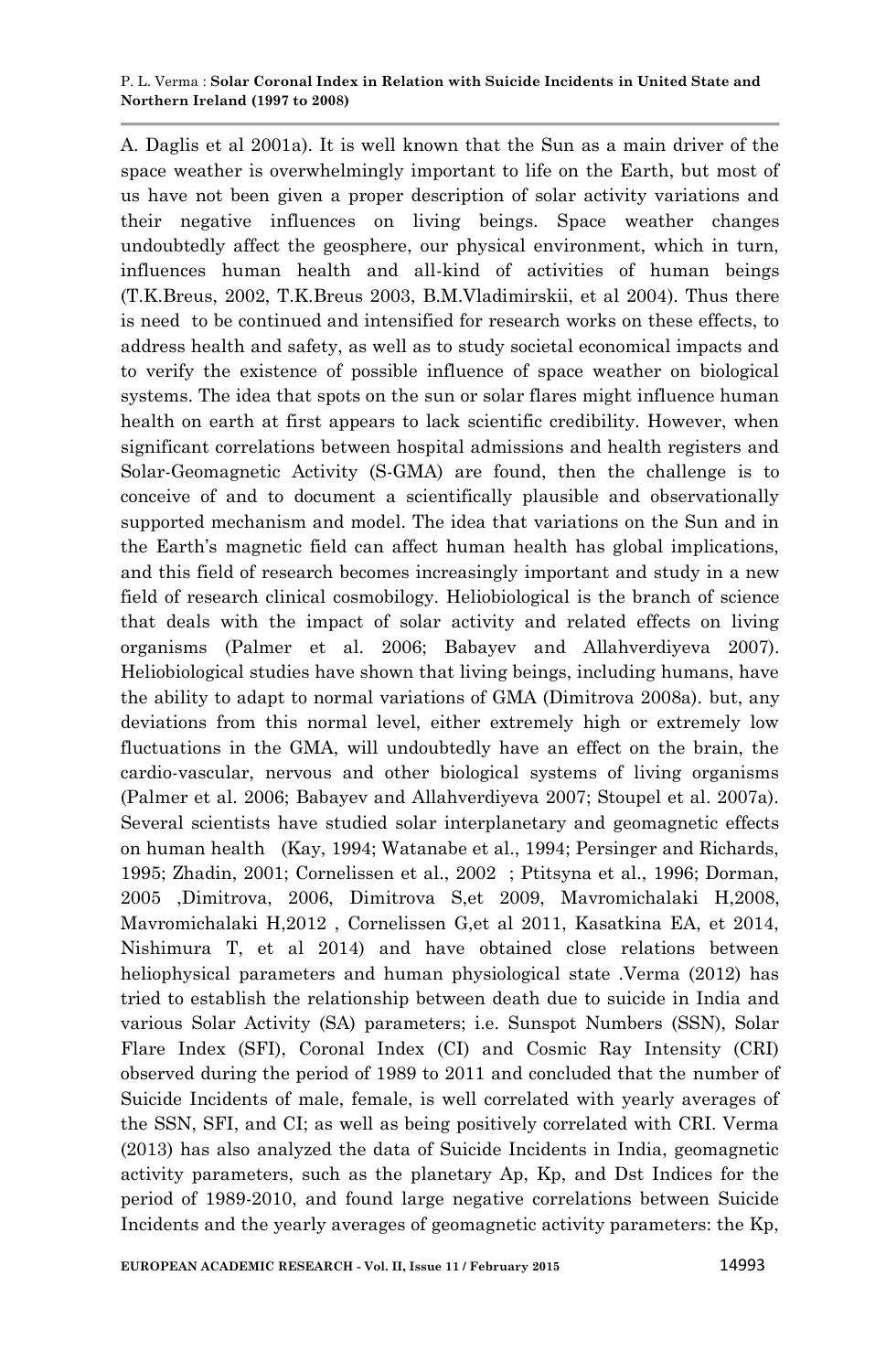A. Daglis et al 2001a). It is well known that the Sun as a main driver of the space weather is overwhelmingly important to life on the Earth, but most of us have not been given a proper description of solar activity variations and their negative influences on living beings. Space weather changes undoubtedly affect the geosphere, our physical environment, which in turn, influences human health and all-kind of activities of human beings (T.K.Breus, 2002, T.K.Breus 2003, B.M.Vladimirskii, et al 2004). Thus there is need to be continued and intensified for research works on these effects, to address health and safety, as well as to study societal economical impacts and to verify the existence of possible influence of space weather on biological systems. The idea that spots on the sun or solar flares might influence human health on earth at first appears to lack scientific credibility. However, when significant correlations between hospital admissions and health registers and Solar-Geomagnetic Activity (S-GMA) are found, then the challenge is to conceive of and to document a scientifically plausible and observationally supported mechanism and model. The idea that variations on the Sun and in the Earth's magnetic field can affect human health has global implications, and this field of research becomes increasingly important and study in a new field of research clinical cosmobilogy. Heliobiological is the branch of science that deals with the impact of solar activity and related effects on living organisms (Palmer et al. 2006; Babayev and Allahverdiyeva 2007). Heliobiological studies have shown that living beings, including humans, have the ability to adapt to normal variations of GMA (Dimitrova 2008a). but, any deviations from this normal level, either extremely high or extremely low fluctuations in the GMA, will undoubtedly have an effect on the brain, the cardio-vascular, nervous and other biological systems of living organisms (Palmer et al. 2006; Babayev and Allahverdiyeva 2007; Stoupel et al. 2007a). Several scientists have studied solar interplanetary and geomagnetic effects on human health (Kay, 1994; Watanabe et al., 1994; Persinger and Richards, 1995; Zhadin, 2001; Cornelissen et al., 2002 ; Ptitsyna et al., 1996; Dorman, 2005 ,Dimitrova, 2006, Dimitrova S,et 2009, Mavromichalaki H,2008, Mavromichalaki H,2012 , Cornelissen G,et al 2011, Kasatkina EA, et 2014, Nishimura T, et al 2014) and have obtained close relations between heliophysical parameters and human physiological state .Verma (2012) has tried to establish the relationship between death due to suicide in India and various Solar Activity (SA) parameters; i.e. Sunspot Numbers (SSN), Solar Flare Index (SFI), Coronal Index (CI) and Cosmic Ray Intensity (CRI) observed during the period of 1989 to 2011 and concluded that the number of Suicide Incidents of male, female, is well correlated with yearly averages of the SSN, SFI, and CI; as well as being positively correlated with CRI. Verma (2013) has also analyzed the data of Suicide Incidents in India, geomagnetic activity parameters, such as the planetary Ap, Kp, and Dst Indices for the period of 1989-2010, and found large negative correlations between Suicide Incidents and the yearly averages of geomagnetic activity parameters: the Kp,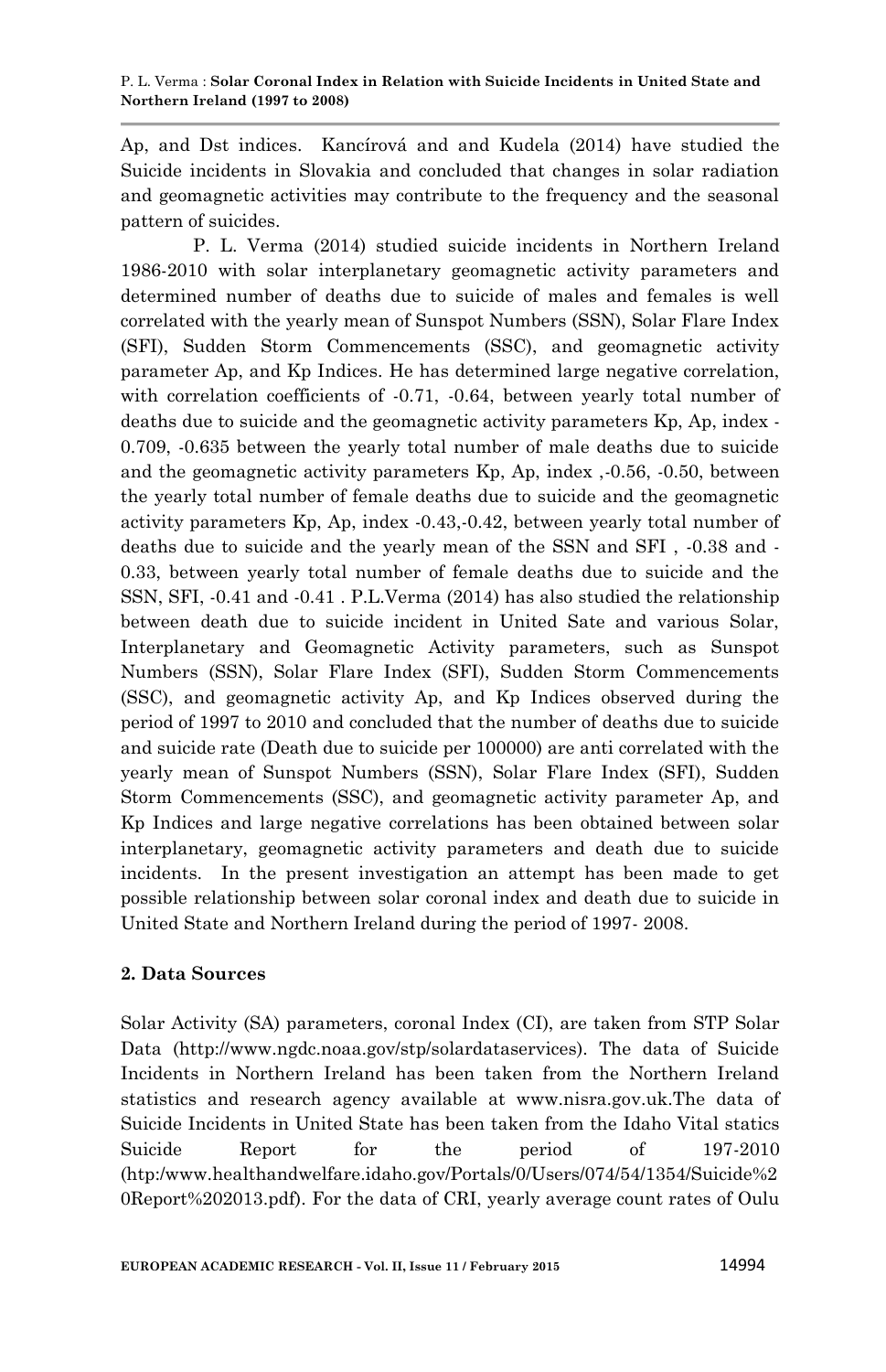Ap, and Dst indices. Kancírová and and Kudela (2014) have studied the Suicide incidents in Slovakia and concluded that changes in solar radiation and geomagnetic activities may contribute to the frequency and the seasonal pattern of suicides.

P. L. Verma (2014) studied suicide incidents in Northern Ireland 1986-2010 with solar interplanetary geomagnetic activity parameters and determined number of deaths due to suicide of males and females is well correlated with the yearly mean of Sunspot Numbers (SSN), Solar Flare Index (SFI), Sudden Storm Commencements (SSC), and geomagnetic activity parameter Ap, and Kp Indices. He has determined large negative correlation, with correlation coefficients of -0.71, -0.64, between yearly total number of deaths due to suicide and the geomagnetic activity parameters Kp, Ap, index -0.709, -0.635 between the yearly total number of male deaths due to suicide and the geomagnetic activity parameters Kp, Ap, index ,-0.56, -0.50, between the yearly total number of female deaths due to suicide and the geomagnetic activity parameters Kp, Ap, index -0.43,-0.42, between yearly total number of deaths due to suicide and the yearly mean of the SSN and SFI , -0.38 and -0.33, between yearly total number of female deaths due to suicide and the SSN, SFI, -0.41 and -0.41 . P.L.Verma (2014) has also studied the relationship between death due to suicide incident in United Sate and various Solar, Interplanetary and Geomagnetic Activity parameters, such as Sunspot Numbers (SSN), Solar Flare Index (SFI), Sudden Storm Commencements (SSC), and geomagnetic activity Ap, and Kp Indices observed during the period of 1997 to 2010 and concluded that the number of deaths due to suicide and suicide rate (Death due to suicide per 100000) are anti correlated with the yearly mean of Sunspot Numbers (SSN), Solar Flare Index (SFI), Sudden Storm Commencements (SSC), and geomagnetic activity parameter Ap, and Kp Indices and large negative correlations has been obtained between solar interplanetary, geomagnetic activity parameters and death due to suicide incidents. In the present investigation an attempt has been made to get possible relationship between solar coronal index and death due to suicide in United State and Northern Ireland during the period of 1997- 2008.

## 2. Data Sources

Solar Activity (SA) parameters, coronal Index (CI), are taken from STP Solar Data (http://www.ngdc.noaa.gov/stp/solardataservices). The data of Suicide Incidents in Northern Ireland has been taken from the Northern Ireland statistics and research agency available at www.nisra.gov.uk.The data of Suicide Incidents in United State has been taken from the Idaho Vital statics Suicide Report for the period of 197-2010 (htp:/www.healthandwelfare.idaho.gov/Portals/0/Users/074/54/1354/Suicide%20Report%202013.pdf). For the data of CRI, yearly average count rates of Oulu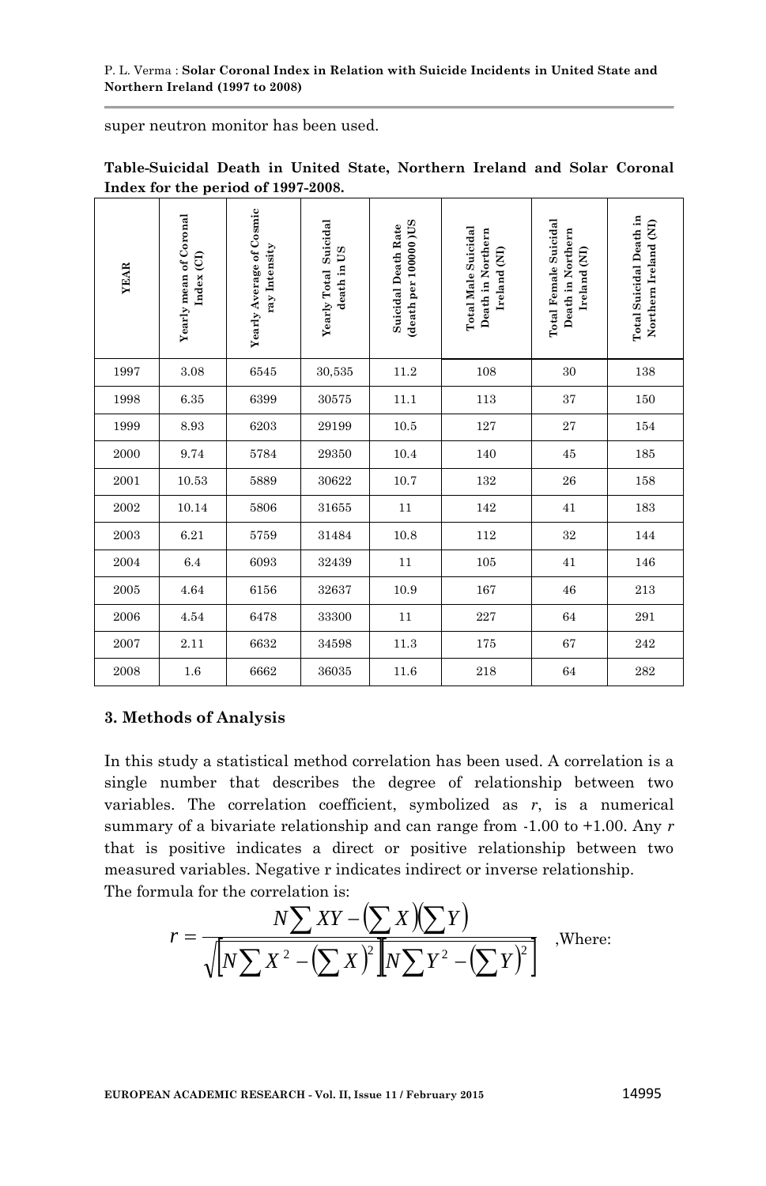super neutron monitor has been used.

**Table-Suicidal Death in United State, Northern Ireland and Solar Coronal Index for the period of 1997-2008.**

| YEAR | Yearly mean of Coronal Index (CI) | Yearly Average of Cosmic ray Intensity | Yearly Total Suicidal death in US | Suicidal Death Rate (death per 100000) US | Total Male Suicidal Death in Northern Ireland (NI) | Total Female Suicidal Death in Northern Ireland (NI) | Total Suicidal Death in Northern Ireland (NI) |
|---|---|---|---|---|---|---|---|
| 1997 | 3.08 | 6545 | 30,535 | 11.2 | 108 | 30 | 138 |
| 1998 | 6.35 | 6399 | 30575 | 11.1 | 113 | 37 | 150 |
| 1999 | 8.93 | 6203 | 29199 | 10.5 | 127 | 27 | 154 |
| 2000 | 9.74 | 5784 | 29350 | 10.4 | 140 | 45 | 185 |
| 2001 | 10.53 | 5889 | 30622 | 10.7 | 132 | 26 | 158 |
| 2002 | 10.14 | 5806 | 31655 | 11 | 142 | 41 | 183 |
| 2003 | 6.21 | 5759 | 31484 | 10.8 | 112 | 32 | 144 |
| 2004 | 6.4 | 6093 | 32439 | 11 | 105 | 41 | 146 |
| 2005 | 4.64 | 6156 | 32637 | 10.9 | 167 | 46 | 213 |
| 2006 | 4.54 | 6478 | 33300 | 11 | 227 | 64 | 291 |
| 2007 | 2.11 | 6632 | 34598 | 11.3 | 175 | 67 | 242 |
| 2008 | 1.6 | 6662 | 36035 | 11.6 | 218 | 64 | 282 |

### 3. Methods of Analysis

In this study a statistical method correlation has been used. A correlation is a single number that describes the degree of relationship between two variables. The correlation coefficient, symbolized as *r*, is a numerical summary of a bivariate relationship and can range from -1.00 to +1.00. Any *r* that is positive indicates a direct or positive relationship between two measured variables. Negative r indicates indirect or inverse relationship.

The formula for the correlation is:

$$r = \frac{N\sum XY - \left(\sum X\right)\left(\sum Y\right)}{\sqrt{\left[N\sum X^2 - \left(\sum X\right)^2\right]\left[N\sum Y^2 - \left(\sum Y\right)^2\right]}}$$

,Where: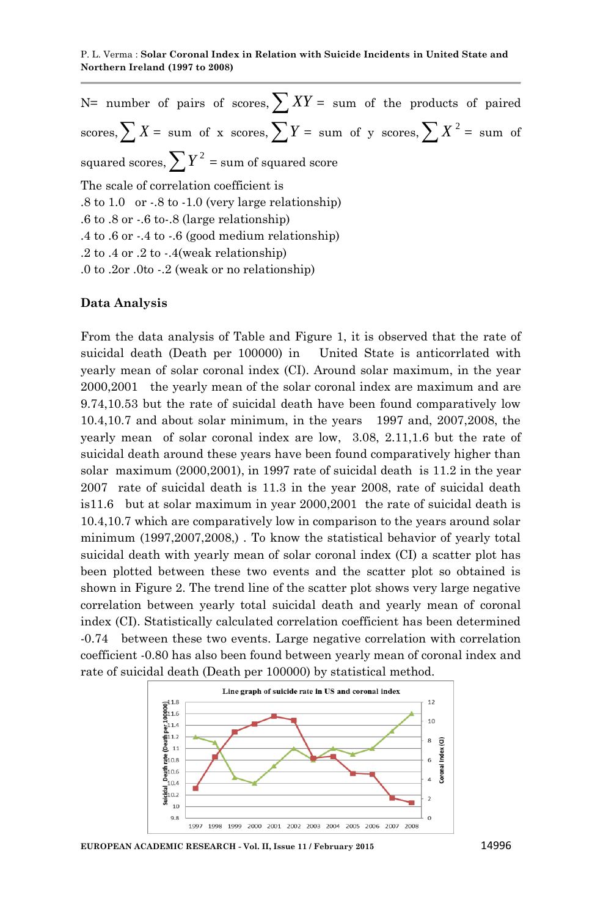N= number of pairs of scores, $\sum XY$ = sum of the products of paired scores, $\sum X$ = sum of x scores, $\sum Y$ = sum of y scores, $\sum X^2$ = sum of squared scores, $\sum Y^2$ = sum of squared score

The scale of correlation coefficient is
.8 to 1.0 or -.8 to -1.0 (very large relationship)
.6 to .8 or -.6 to-.8 (large relationship)
.4 to .6 or -.4 to -.6 (good medium relationship)
.2 to .4 or .2 to -.4(weak relationship)
.0 to .2or .0to -.2 (weak or no relationship)

## Data Analysis

From the data analysis of Table and Figure 1, it is observed that the rate of suicidal death (Death per 100000) in United State is anticorrlated with yearly mean of solar coronal index (CI). Around solar maximum, in the year 2000,2001 the yearly mean of the solar coronal index are maximum and are 9.74,10.53 but the rate of suicidal death have been found comparatively low 10.4,10.7 and about solar minimum, in the years 1997 and, 2007,2008, the yearly mean of solar coronal index are low, 3.08, 2.11,1.6 but the rate of suicidal death around these years have been found comparatively higher than solar maximum (2000,2001), in 1997 rate of suicidal death is 11.2 in the year 2007 rate of suicidal death is 11.3 in the year 2008, rate of suicidal death is11.6 but at solar maximum in year 2000,2001 the rate of suicidal death is 10.4,10.7 which are comparatively low in comparison to the years around solar minimum (1997,2007,2008,) . To know the statistical behavior of yearly total suicidal death with yearly mean of solar coronal index (CI) a scatter plot has been plotted between these two events and the scatter plot so obtained is shown in Figure 2. The trend line of the scatter plot shows very large negative correlation between yearly total suicidal death and yearly mean of coronal index (CI). Statistically calculated correlation coefficient has been determined -0.74 between these two events. Large negative correlation with correlation coefficient -0.80 has also been found between yearly mean of coronal index and rate of suicidal death (Death per 100000) by statistical method.

Line graph of suicide rate in US and coronal index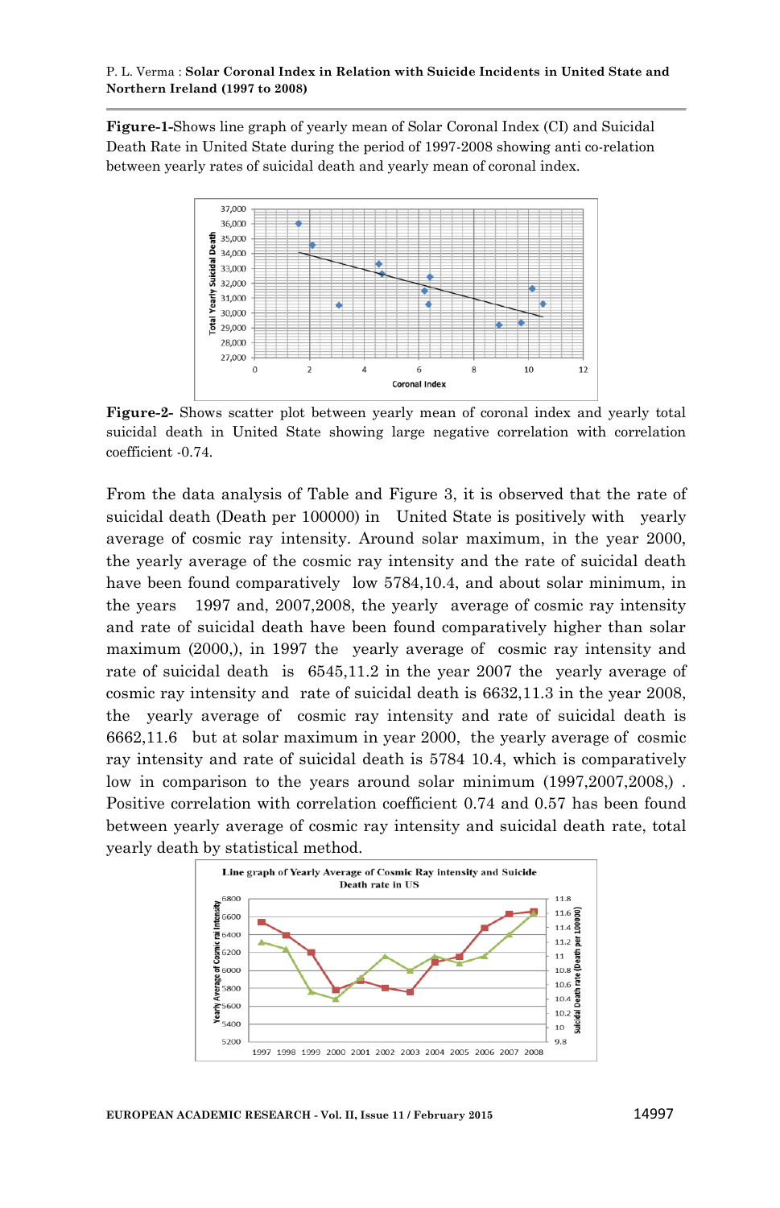**Figure-1-**Shows line graph of yearly mean of Solar Coronal Index (CI) and Suicidal Death Rate in United State during the period of 1997-2008 showing anti co-relation between yearly rates of suicidal death and yearly mean of coronal index.

**Figure-2-** Shows scatter plot between yearly mean of coronal index and yearly total suicidal death in United State showing large negative correlation with correlation coefficient -0.74.

From the data analysis of Table and Figure 3, it is observed that the rate of suicidal death (Death per 100000) in United State is positively with yearly average of cosmic ray intensity. Around solar maximum, in the year 2000, the yearly average of the cosmic ray intensity and the rate of suicidal death have been found comparatively low 5784,10.4, and about solar minimum, in the years 1997 and, 2007,2008, the yearly average of cosmic ray intensity and rate of suicidal death have been found comparatively higher than solar maximum (2000,), in 1997 the yearly average of cosmic ray intensity and rate of suicidal death is 6545,11.2 in the year 2007 the yearly average of cosmic ray intensity and rate of suicidal death is 6632,11.3 in the year 2008, the yearly average of cosmic ray intensity and rate of suicidal death is 6662,11.6 but at solar maximum in year 2000, the yearly average of cosmic ray intensity and rate of suicidal death is 5784 10.4, which is comparatively low in comparison to the years around solar minimum (1997,2007,2008,) . Positive correlation with correlation coefficient 0.74 and 0.57 has been found between yearly average of cosmic ray intensity and suicidal death rate, total yearly death by statistical method.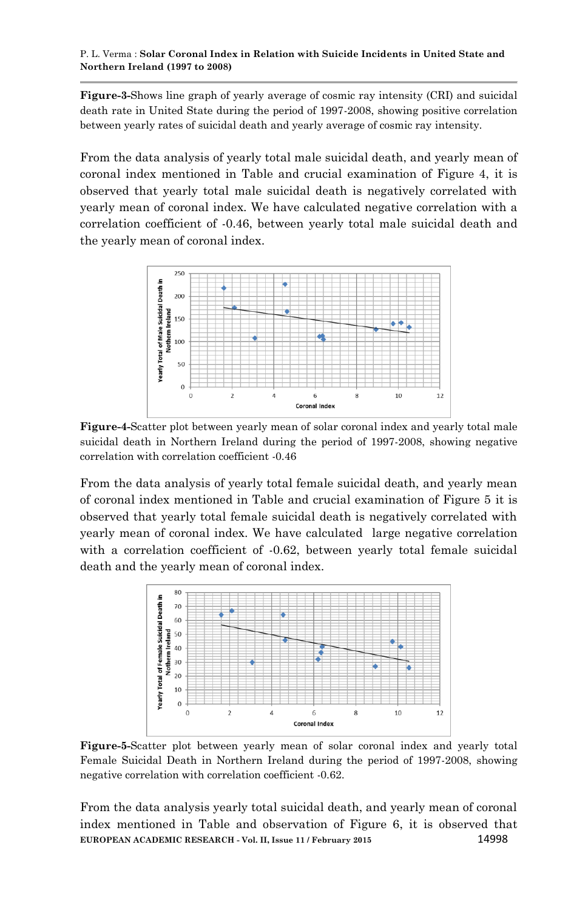**Figure-3-**Shows line graph of yearly average of cosmic ray intensity (CRI) and suicidal death rate in United State during the period of 1997-2008, showing positive correlation between yearly rates of suicidal death and yearly average of cosmic ray intensity.

From the data analysis of yearly total male suicidal death, and yearly mean of coronal index mentioned in Table and crucial examination of Figure 4, it is observed that yearly total male suicidal death is negatively correlated with yearly mean of coronal index. We have calculated negative correlation with a correlation coefficient of -0.46, between yearly total male suicidal death and the yearly mean of coronal index.

**Figure-4-**Scatter plot between yearly mean of solar coronal index and yearly total male suicidal death in Northern Ireland during the period of 1997-2008, showing negative correlation with correlation coefficient -0.46

From the data analysis of yearly total female suicidal death, and yearly mean of coronal index mentioned in Table and crucial examination of Figure 5 it is observed that yearly total female suicidal death is negatively correlated with yearly mean of coronal index. We have calculated large negative correlation with a correlation coefficient of -0.62, between yearly total female suicidal death and the yearly mean of coronal index.

**Figure-5-**Scatter plot between yearly mean of solar coronal index and yearly total Female Suicidal Death in Northern Ireland during the period of 1997-2008, showing negative correlation with correlation coefficient -0.62.

From the data analysis yearly total suicidal death, and yearly mean of coronal index mentioned in Table and observation of Figure 6, it is observed that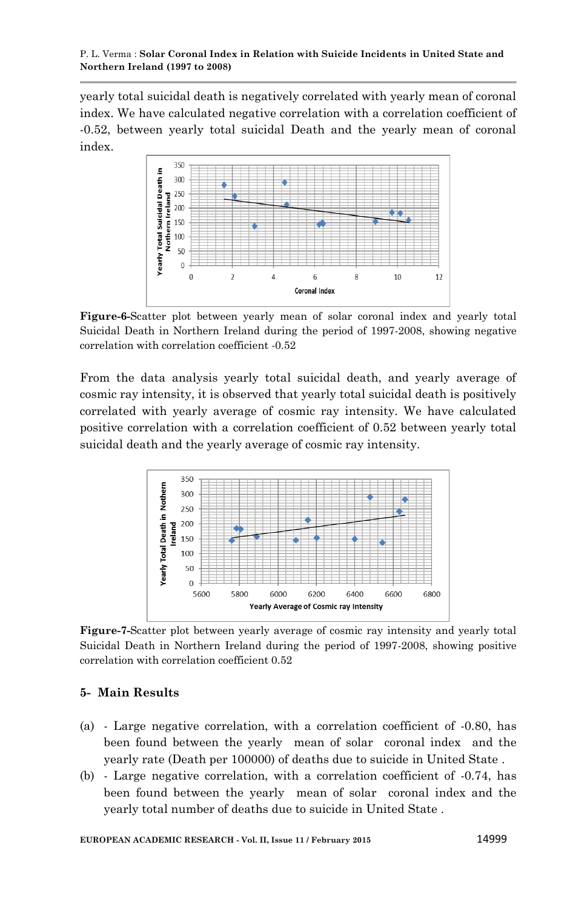yearly total suicidal death is negatively correlated with yearly mean of coronal index. We have calculated negative correlation with a correlation coefficient of -0.52, between yearly total suicidal Death and the yearly mean of coronal index.

**Figure-6-**Scatter plot between yearly mean of solar coronal index and yearly total Suicidal Death in Northern Ireland during the period of 1997-2008, showing negative correlation with correlation coefficient -0.52

From the data analysis yearly total suicidal death, and yearly average of cosmic ray intensity, it is observed that yearly total suicidal death is positively correlated with yearly average of cosmic ray intensity. We have calculated positive correlation with a correlation coefficient of 0.52 between yearly total suicidal death and the yearly average of cosmic ray intensity.

**Figure-7-**Scatter plot between yearly average of cosmic ray intensity and yearly total Suicidal Death in Northern Ireland during the period of 1997-2008, showing positive correlation with correlation coefficient 0.52

## 5- Main Results

(a) - Large negative correlation, with a correlation coefficient of -0.80, has been found between the yearly mean of solar coronal index and the yearly rate (Death per 100000) of deaths due to suicide in United State .

(b) - Large negative correlation, with a correlation coefficient of -0.74, has been found between the yearly mean of solar coronal index and the yearly total number of deaths due to suicide in United State .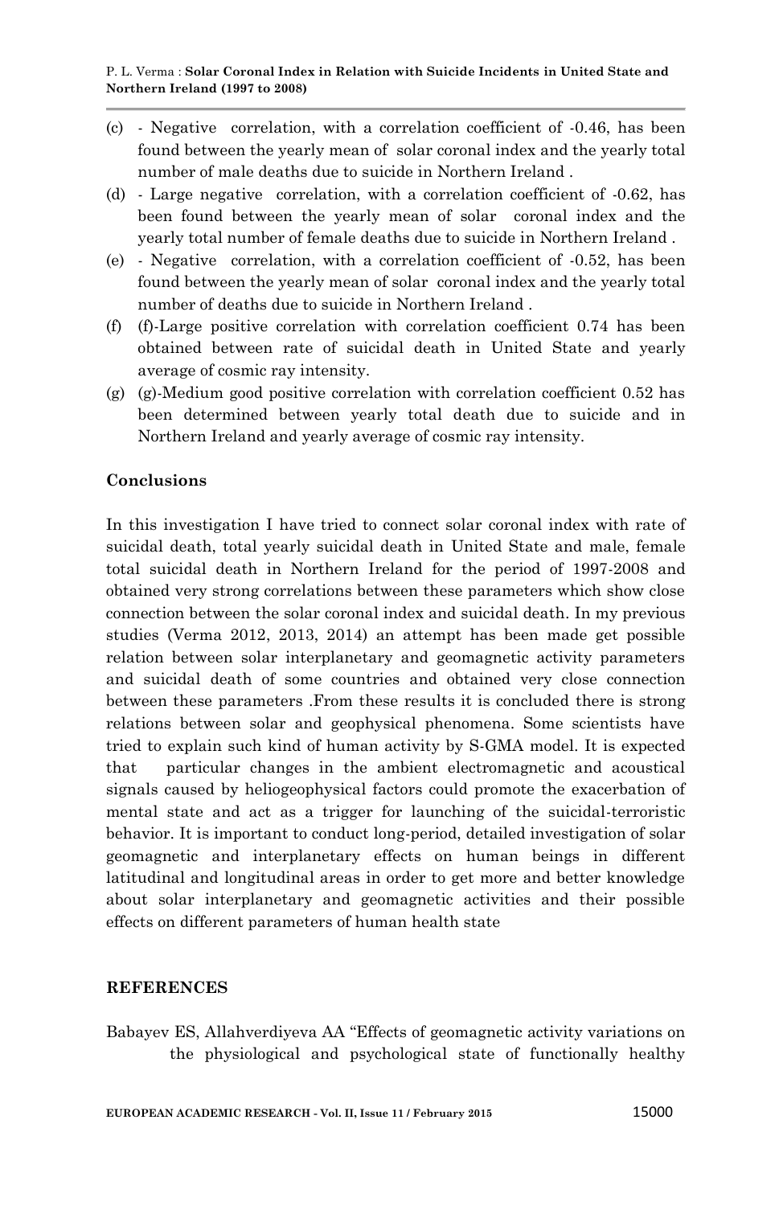(c) - Negative correlation, with a correlation coefficient of -0.46, has been found between the yearly mean of solar coronal index and the yearly total number of male deaths due to suicide in Northern Ireland .

(d) - Large negative correlation, with a correlation coefficient of -0.62, has been found between the yearly mean of solar coronal index and the yearly total number of female deaths due to suicide in Northern Ireland .

(e) - Negative correlation, with a correlation coefficient of -0.52, has been found between the yearly mean of solar coronal index and the yearly total number of deaths due to suicide in Northern Ireland .

(f) (f)-Large positive correlation with correlation coefficient 0.74 has been obtained between rate of suicidal death in United State and yearly average of cosmic ray intensity.

(g) (g)-Medium good positive correlation with correlation coefficient 0.52 has been determined between yearly total death due to suicide and in Northern Ireland and yearly average of cosmic ray intensity.

### Conclusions

In this investigation I have tried to connect solar coronal index with rate of suicidal death, total yearly suicidal death in United State and male, female total suicidal death in Northern Ireland for the period of 1997-2008 and obtained very strong correlations between these parameters which show close connection between the solar coronal index and suicidal death. In my previous studies (Verma 2012, 2013, 2014) an attempt has been made get possible relation between solar interplanetary and geomagnetic activity parameters and suicidal death of some countries and obtained very close connection between these parameters .From these results it is concluded there is strong relations between solar and geophysical phenomena. Some scientists have tried to explain such kind of human activity by S-GMA model. It is expected that particular changes in the ambient electromagnetic and acoustical signals caused by heliogeophysical factors could promote the exacerbation of mental state and act as a trigger for launching of the suicidal-terroristic behavior. It is important to conduct long-period, detailed investigation of solar geomagnetic and interplanetary effects on human beings in different latitudinal and longitudinal areas in order to get more and better knowledge about solar interplanetary and geomagnetic activities and their possible effects on different parameters of human health state

### REFERENCES

Babayev ES, Allahverdiyeva AA "Effects of geomagnetic activity variations on the physiological and psychological state of functionally healthy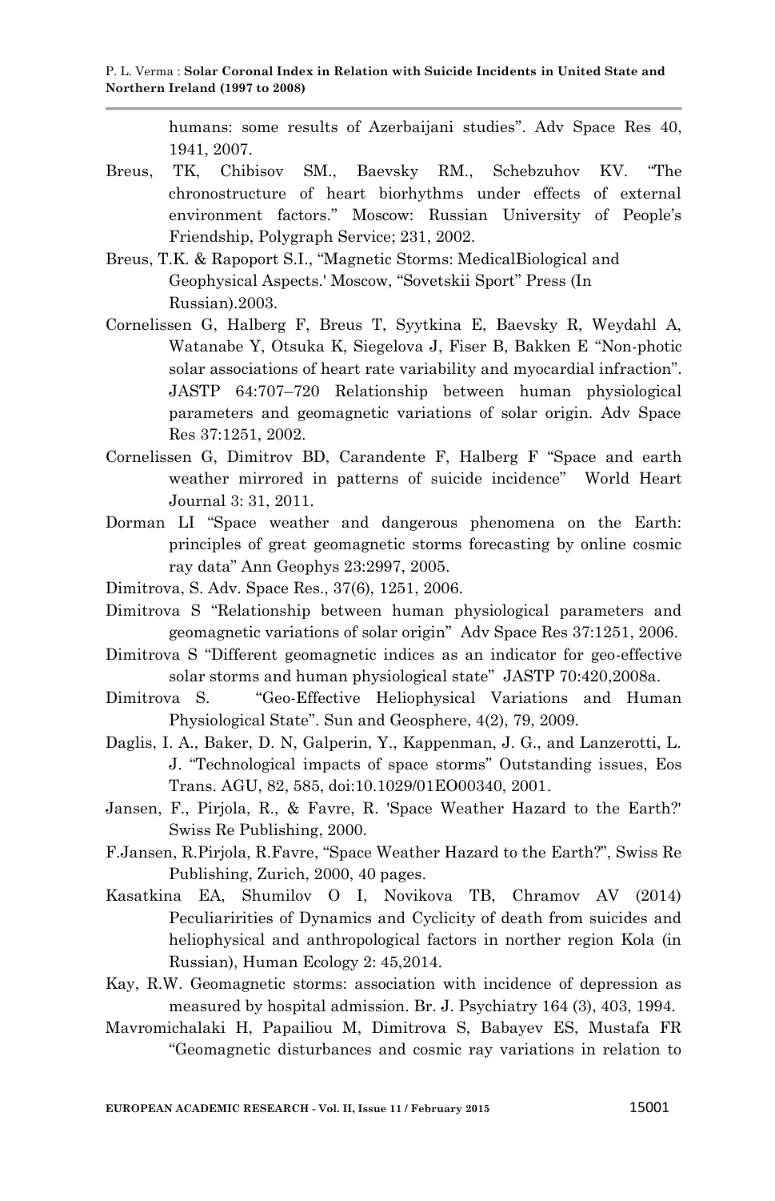humans: some results of Azerbaijani studies". Adv Space Res 40, 1941, 2007.

Breus, TK, Chibisov SM., Baevsky RM., Schebzuhov KV. "The chronostructure of heart biorhythms under effects of external environment factors." Moscow: Russian University of People's Friendship, Polygraph Service; 231, 2002.

Breus, T.K. & Rapoport S.I., "Magnetic Storms: MedicalBiological and Geophysical Aspects.' Moscow, "Sovetskii Sport" Press (In Russian).2003.

Cornelissen G, Halberg F, Breus T, Syytkina E, Baevsky R, Weydahl A, Watanabe Y, Otsuka K, Siegelova J, Fiser B, Bakken E "Non-photic solar associations of heart rate variability and myocardial infraction". JASTP 64:707–720 Relationship between human physiological parameters and geomagnetic variations of solar origin. Adv Space Res 37:1251, 2002.

Cornelissen G, Dimitrov BD, Carandente F, Halberg F "Space and earth weather mirrored in patterns of suicide incidence" World Heart Journal 3: 31, 2011.

Dorman LI "Space weather and dangerous phenomena on the Earth: principles of great geomagnetic storms forecasting by online cosmic ray data" Ann Geophys 23:2997, 2005.

Dimitrova, S. Adv. Space Res., 37(6), 1251, 2006.

Dimitrova S "Relationship between human physiological parameters and geomagnetic variations of solar origin" Adv Space Res 37:1251, 2006.

Dimitrova S "Different geomagnetic indices as an indicator for geo-effective solar storms and human physiological state" JASTP 70:420,2008a.

Dimitrova S. "Geo-Effective Heliophysical Variations and Human Physiological State". Sun and Geosphere, 4(2), 79, 2009.

Daglis, I. A., Baker, D. N, Galperin, Y., Kappenman, J. G., and Lanzerotti, L. J. "Technological impacts of space storms" Outstanding issues, Eos Trans. AGU, 82, 585, doi:10.1029/01EO00340, 2001.

Jansen, F., Pirjola, R., & Favre, R. 'Space Weather Hazard to the Earth?' Swiss Re Publishing, 2000.

F.Jansen, R.Pirjola, R.Favre, "Space Weather Hazard to the Earth?", Swiss Re Publishing, Zurich, 2000, 40 pages.

Kasatkina EA, Shumilov O I, Novikova TB, Chramov AV (2014) Peculiaririties of Dynamics and Cyclicity of death from suicides and heliophysical and anthropological factors in norther region Kola (in Russian), Human Ecology 2: 45,2014.

Kay, R.W. Geomagnetic storms: association with incidence of depression as measured by hospital admission. Br. J. Psychiatry 164 (3), 403, 1994.

Mavromichalaki H, Papailiou M, Dimitrova S, Babayev ES, Mustafa FR "Geomagnetic disturbances and cosmic ray variations in relation to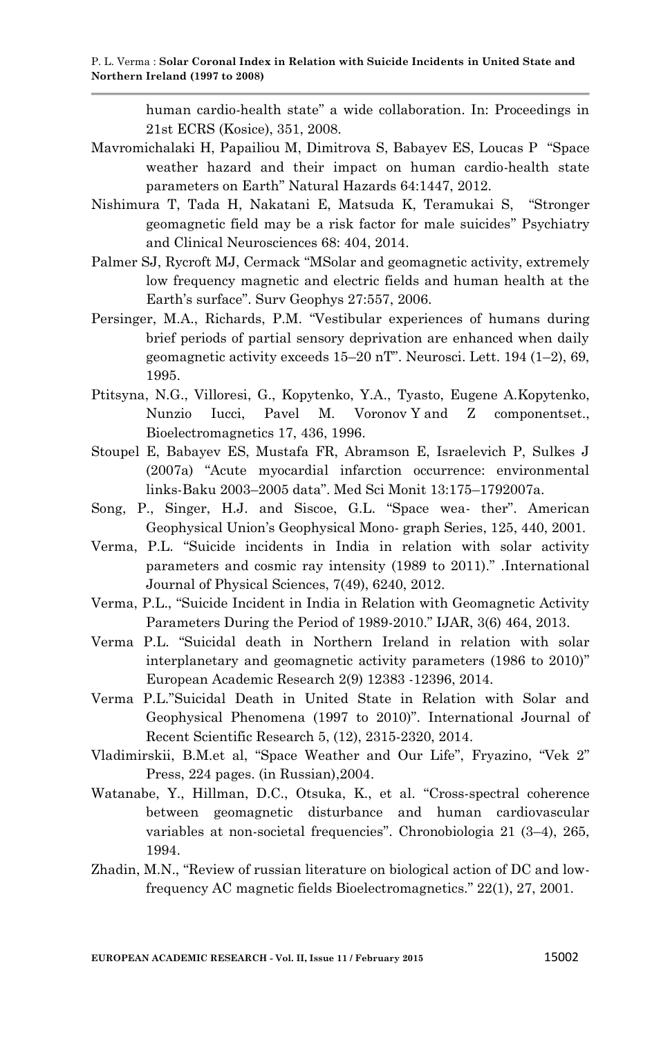human cardio-health state" a wide collaboration. In: Proceedings in 21st ECRS (Kosice), 351, 2008.

Mavromichalaki H, Papailiou M, Dimitrova S, Babayev ES, Loucas P "Space weather hazard and their impact on human cardio-health state parameters on Earth" Natural Hazards 64:1447, 2012.

Nishimura T, Tada H, Nakatani E, Matsuda K, Teramukai S, "Stronger geomagnetic field may be a risk factor for male suicides" Psychiatry and Clinical Neurosciences 68: 404, 2014.

Palmer SJ, Rycroft MJ, Cermack "MSolar and geomagnetic activity, extremely low frequency magnetic and electric fields and human health at the Earth's surface". Surv Geophys 27:557, 2006.

Persinger, M.A., Richards, P.M. "Vestibular experiences of humans during brief periods of partial sensory deprivation are enhanced when daily geomagnetic activity exceeds 15–20 nT". Neurosci. Lett. 194 (1–2), 69, 1995.

Ptitsyna, N.G., Villoresi, G., Kopytenko, Y.A., Tyasto, Eugene A.Kopytenko, Nunzio Iucci, Pavel M. Voronov Y and Z componentset., Bioelectromagnetics 17, 436, 1996.

Stoupel E, Babayev ES, Mustafa FR, Abramson E, Israelevich P, Sulkes J (2007a) "Acute myocardial infarction occurrence: environmental links-Baku 2003–2005 data". Med Sci Monit 13:175–1792007a.

Song, P., Singer, H.J. and Siscoe, G.L. "Space wea- ther". American Geophysical Union's Geophysical Mono- graph Series, 125, 440, 2001.

Verma, P.L. "Suicide incidents in India in relation with solar activity parameters and cosmic ray intensity (1989 to 2011)." .International Journal of Physical Sciences, 7(49), 6240, 2012.

Verma, P.L., "Suicide Incident in India in Relation with Geomagnetic Activity Parameters During the Period of 1989-2010." IJAR, 3(6) 464, 2013.

Verma P.L. "Suicidal death in Northern Ireland in relation with solar interplanetary and geomagnetic activity parameters (1986 to 2010)" European Academic Research 2(9) 12383 -12396, 2014.

Verma P.L."Suicidal Death in United State in Relation with Solar and Geophysical Phenomena (1997 to 2010)". International Journal of Recent Scientific Research 5, (12), 2315-2320, 2014.

Vladimirskii, B.M.et al, "Space Weather and Our Life", Fryazino, "Vek 2" Press, 224 pages. (in Russian),2004.

Watanabe, Y., Hillman, D.C., Otsuka, K., et al. "Cross-spectral coherence between geomagnetic disturbance and human cardiovascular variables at non-societal frequencies". Chronobiologia 21 (3–4), 265, 1994.

Zhadin, M.N., "Review of russian literature on biological action of DC and low-frequency AC magnetic fields Bioelectromagnetics." 22(1), 27, 2001.